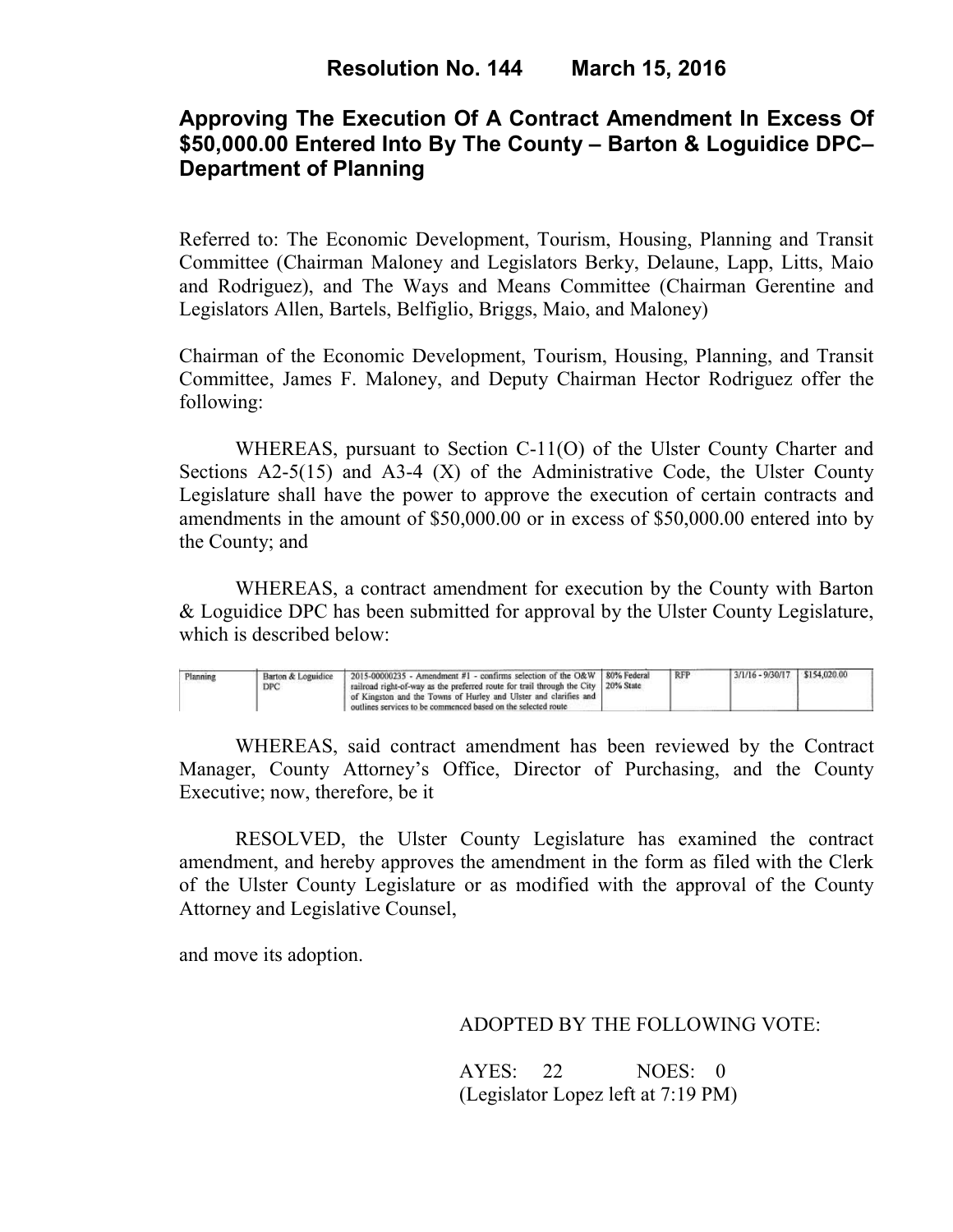**Resolution No. 144 March 15, 2016**

# Approving The Execution Of A Contract Amendment In Excess Of $50,000.00 Entered Into By The County – Barton & Loguidice DPC– Department of Planning

Referred to: The Economic Development, Tourism, Housing, Planning and Transit Committee (Chairman Maloney and Legislators Berky, Delaune, Lapp, Litts, Maio and Rodriguez), and The Ways and Means Committee (Chairman Gerentine and Legislators Allen, Bartels, Belfiglio, Briggs, Maio, and Maloney)

Chairman of the Economic Development, Tourism, Housing, Planning, and Transit Committee, James F. Maloney, and Deputy Chairman Hector Rodriguez offer the following:

WHEREAS, pursuant to Section C-11(O) of the Ulster County Charter and Sections A2-5(15) and A3-4 (X) of the Administrative Code, the Ulster County Legislature shall have the power to approve the execution of certain contracts and amendments in the amount of $50,000.00 or in excess of $50,000.00 entered into by the County; and

WHEREAS, a contract amendment for execution by the County with Barton & Loguidice DPC has been submitted for approval by the Ulster County Legislature, which is described below:

| | | | | | | |
|---|---|---|---|---|---|---|
| Planning | Barton & Loguidice DPC | 2015-00000235 - Amendment #1 - confirms selection of the O&W railroad right-of-way as the preferred route for trail through the City of Kingston and the Towns of Hurley and Ulster and clarifies and outlines services to be commenced based on the selected route | 80% Federal 20% State | RFP | 3/1/16 - 9/30/17 | $154,020.00 |

WHEREAS, said contract amendment has been reviewed by the Contract Manager, County Attorney's Office, Director of Purchasing, and the County Executive; now, therefore, be it

RESOLVED, the Ulster County Legislature has examined the contract amendment, and hereby approves the amendment in the form as filed with the Clerk of the Ulster County Legislature or as modified with the approval of the County Attorney and Legislative Counsel,

and move its adoption.

ADOPTED BY THE FOLLOWING VOTE:

AYES: 22 NOES: 0
(Legislator Lopez left at 7:19 PM)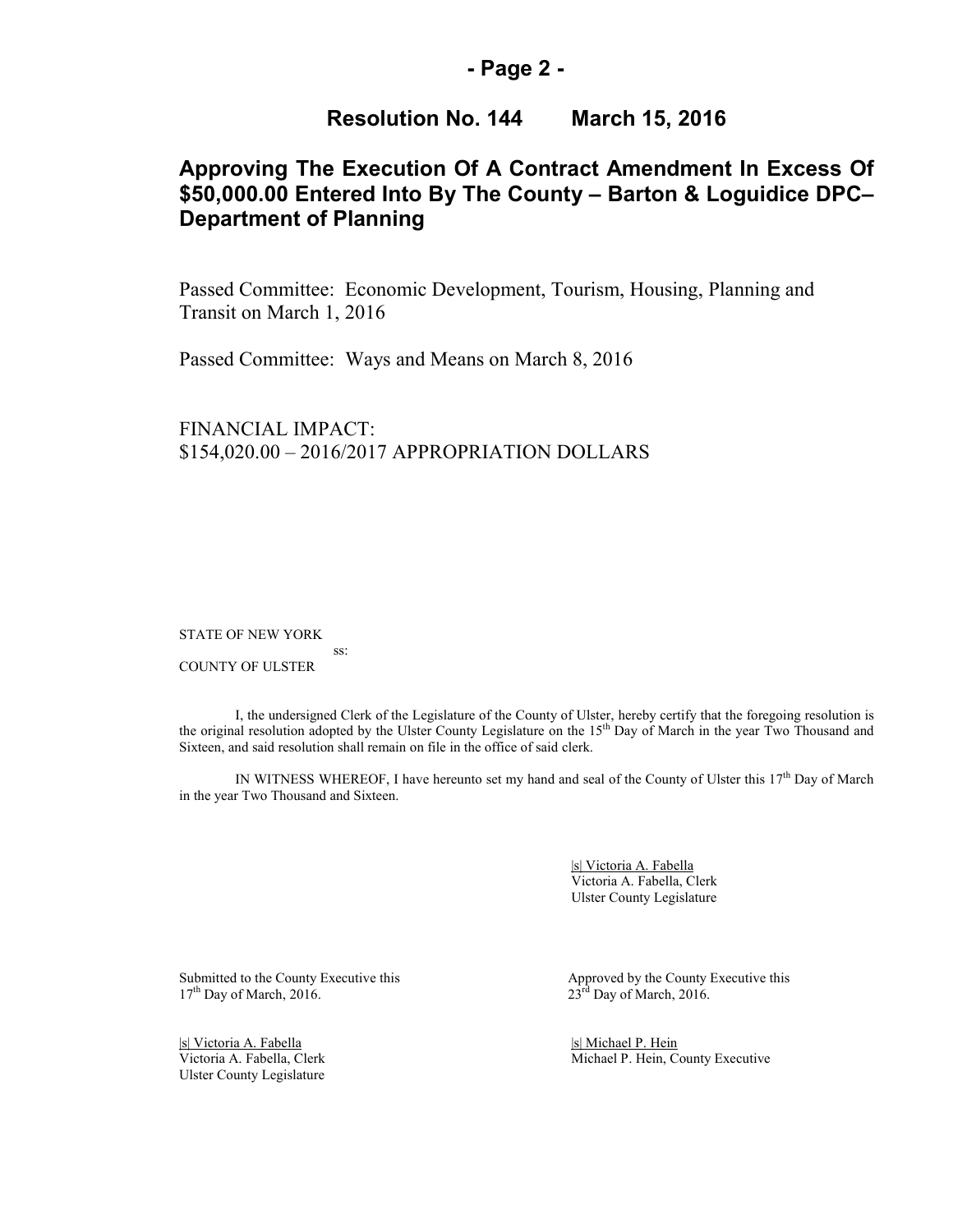## Resolution No. 144 March 15, 2016

## Approving The Execution Of A Contract Amendment In Excess Of $50,000.00 Entered Into By The County – Barton & Loguidice DPC– Department of Planning

Passed Committee: Economic Development, Tourism, Housing, Planning and Transit on March 1, 2016

Passed Committee: Ways and Means on March 8, 2016

FINANCIAL IMPACT:
$154,020.00 – 2016/2017 APPROPRIATION DOLLARS

STATE OF NEW YORK
ss:
COUNTY OF ULSTER

I, the undersigned Clerk of the Legislature of the County of Ulster, hereby certify that the foregoing resolution is the original resolution adopted by the Ulster County Legislature on the 15th Day of March in the year Two Thousand and Sixteen, and said resolution shall remain on file in the office of said clerk.

IN WITNESS WHEREOF, I have hereunto set my hand and seal of the County of Ulster this 17th Day of March in the year Two Thousand and Sixteen.

|s| Victoria A. Fabella
Victoria A. Fabella, Clerk
Ulster County Legislature

Submitted to the County Executive this 17th Day of March, 2016.

|s| Victoria A. Fabella
Victoria A. Fabella, Clerk
Ulster County Legislature

Approved by the County Executive this 23rd Day of March, 2016.

|s| Michael P. Hein
Michael P. Hein, County Executive